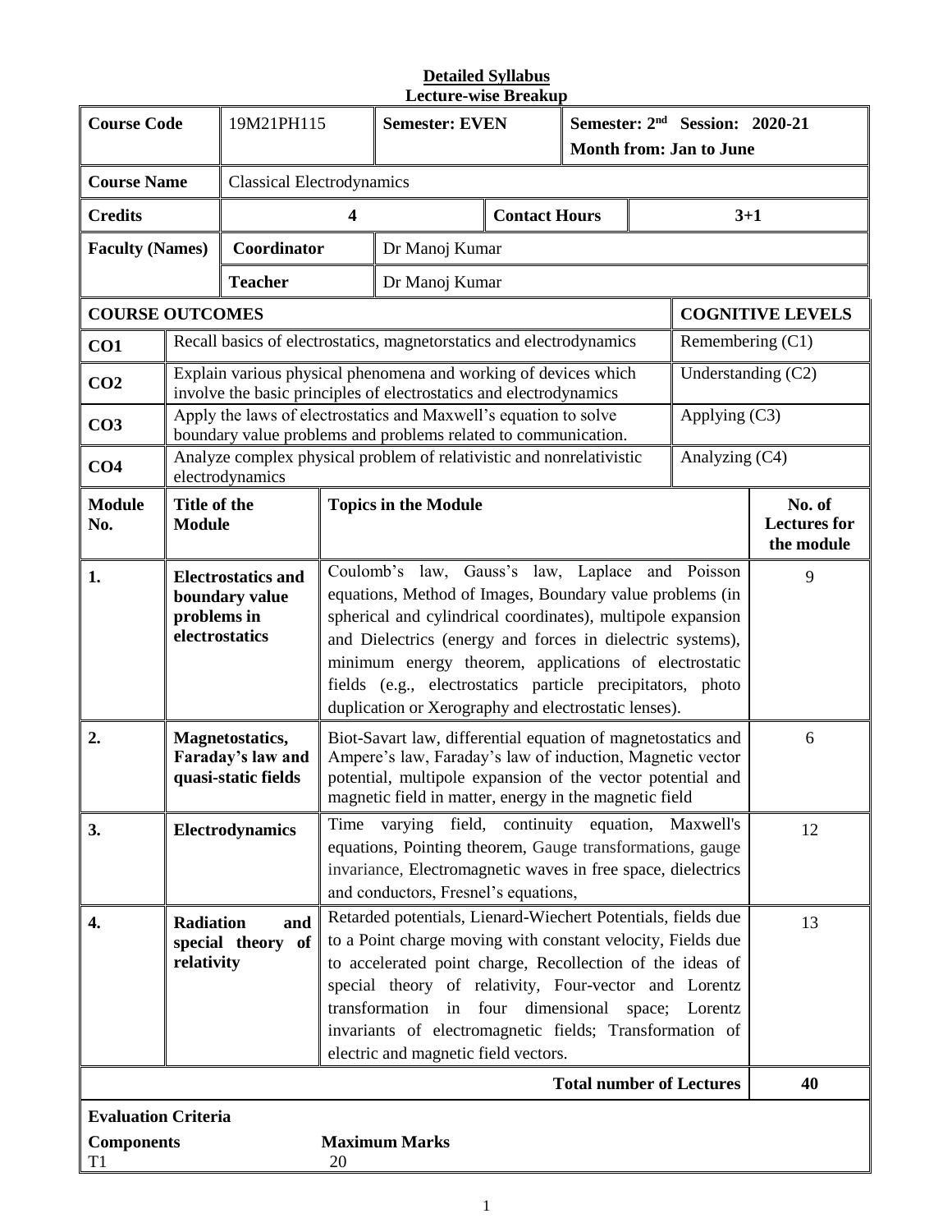**Detailed Syllabus**
**Lecture-wise Breakup**

| **Course Code** | 19M21PH115 | **Semester: EVEN** | **Semester: 2nd Session: 2020-21 Month from: Jan to June** |
|---|---|---|---|
| **Course Name** | Classical Electrodynamics | | |
| **Credits** | 4 | **Contact Hours** | 3+1 |
| **Faculty (Names)** | **Coordinator** | Dr Manoj Kumar | |
| | **Teacher** | Dr Manoj Kumar | |

| **COURSE OUTCOMES** | | **COGNITIVE LEVELS** |
|---|---|---|
| **CO1** | Recall basics of electrostatics, magnetorstatics and electrodynamics | Remembering (C1) |
| **CO2** | Explain various physical phenomena and working of devices which involve the basic principles of electrostatics and electrodynamics | Understanding (C2) |
| **CO3** | Apply the laws of electrostatics and Maxwell's equation to solve boundary value problems and problems related to communication. | Applying (C3) |
| **CO4** | Analyze complex physical problem of relativistic and nonrelativistic electrodynamics | Analyzing (C4) |

| **Module No.** | **Title of the Module** | **Topics in the Module** | **No. of Lectures for the module** |
|---|---|---|---|
| **1.** | **Electrostatics and boundary value problems in electrostatics** | Coulomb's law, Gauss's law, Laplace and Poisson equations, Method of Images, Boundary value problems (in spherical and cylindrical coordinates), multipole expansion and Dielectrics (energy and forces in dielectric systems), minimum energy theorem, applications of electrostatic fields (e.g., electrostatics particle precipitators, photo duplication or Xerography and electrostatic lenses). | 9 |
| **2.** | **Magnetostatics, Faraday's law and quasi-static fields** | Biot-Savart law, differential equation of magnetostatics and Ampere's law, Faraday's law of induction, Magnetic vector potential, multipole expansion of the vector potential and magnetic field in matter, energy in the magnetic field | 6 |
| **3.** | **Electrodynamics** | Time varying field, continuity equation, Maxwell's equations, Pointing theorem, Gauge transformations, gauge invariance, Electromagnetic waves in free space, dielectrics and conductors, Fresnel's equations, | 12 |
| **4.** | **Radiation and special theory of relativity** | Retarded potentials, Lienard-Wiechert Potentials, fields due to a Point charge moving with constant velocity, Fields due to accelerated point charge, Recollection of the ideas of special theory of relativity, Four-vector and Lorentz transformation in four dimensional space; Lorentz invariants of electromagnetic fields; Transformation of electric and magnetic field vectors. | 13 |
| | | **Total number of Lectures** | **40** |

**Evaluation Criteria**

| **Components** | **Maximum Marks** |
|---|---|
| T1 | 20 |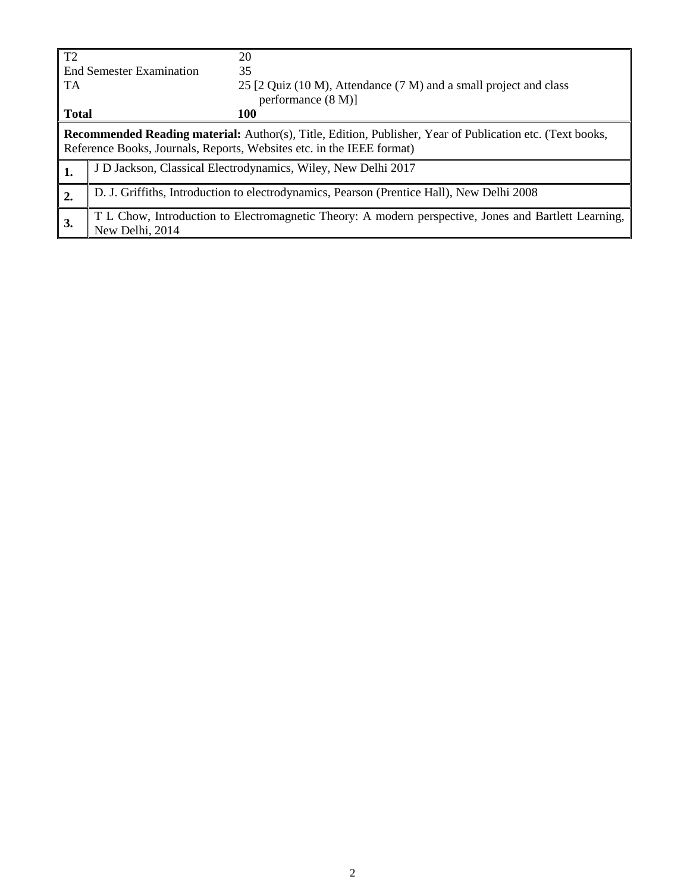| | |
|---|---|
| T2 | 20 |
| End Semester Examination | 35 |
| TA | 25 [2 Quiz (10 M), Attendance (7 M) and a small project and class performance (8 M)] |
| **Total** | **100** |

**Recommended Reading material:** Author(s), Title, Edition, Publisher, Year of Publication etc. (Text books, Reference Books, Journals, Reports, Websites etc. in the IEEE format)

| | |
|---|---|
| **1.** | J D Jackson, Classical Electrodynamics, Wiley, New Delhi 2017 |
| **2.** | D. J. Griffiths, Introduction to electrodynamics, Pearson (Prentice Hall), New Delhi 2008 |
| **3.** | T L Chow, Introduction to Electromagnetic Theory: A modern perspective, Jones and Bartlett Learning, New Delhi, 2014 |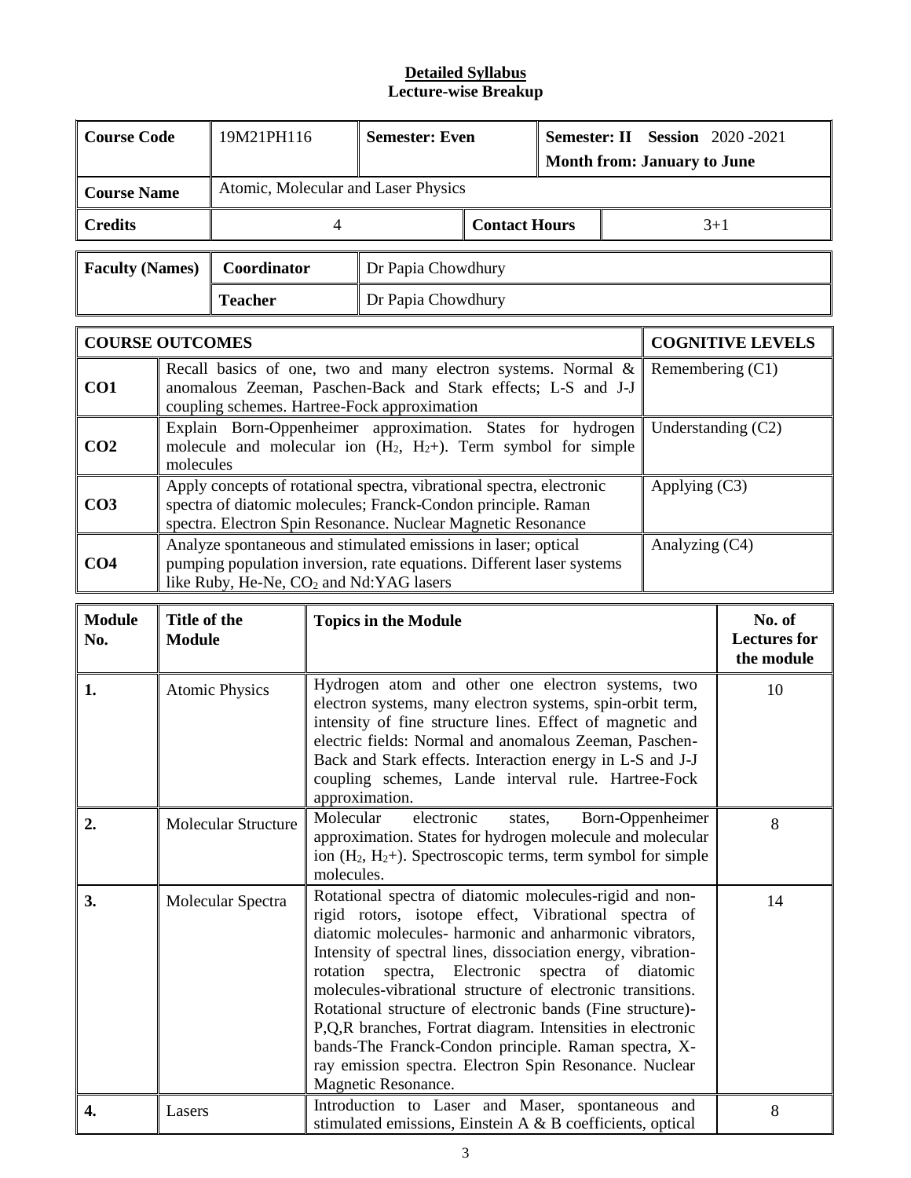**Detailed Syllabus**
**Lecture-wise Breakup**

| Course Code | 19M21PH116 | Semester: Even | Semester: II Session 2020 -2021<br>Month from: January to June |
|---|---|---|---|
| Course Name | Atomic, Molecular and Laser Physics | | |
| Credits | 4 | Contact Hours | 3+1 |

| Faculty (Names) | Coordinator | Dr Papia Chowdhury |
|---|---|---|
| | Teacher | Dr Papia Chowdhury |

| COURSE OUTCOMES | | COGNITIVE LEVELS |
|---|---|---|
| CO1 | Recall basics of one, two and many electron systems. Normal & anomalous Zeeman, Paschen-Back and Stark effects; L-S and J-J coupling schemes. Hartree-Fock approximation | Remembering (C1) |
| CO2 | Explain Born-Oppenheimer approximation. States for hydrogen molecule and molecular ion ($H_2$, $H_2$+). Term symbol for simple molecules | Understanding (C2) |
| CO3 | Apply concepts of rotational spectra, vibrational spectra, electronic spectra of diatomic molecules; Franck-Condon principle. Raman spectra. Electron Spin Resonance. Nuclear Magnetic Resonance | Applying (C3) |
| CO4 | Analyze spontaneous and stimulated emissions in laser; optical pumping population inversion, rate equations. Different laser systems like Ruby, He-Ne, $CO_2$ and Nd:YAG lasers | Analyzing (C4) |

| Module No. | Title of the Module | Topics in the Module | No. of Lectures for the module |
|---|---|---|---|
| 1. | Atomic Physics | Hydrogen atom and other one electron systems, two electron systems, many electron systems, spin-orbit term, intensity of fine structure lines. Effect of magnetic and electric fields: Normal and anomalous Zeeman, Paschen-Back and Stark effects. Interaction energy in L-S and J-J coupling schemes, Lande interval rule. Hartree-Fock approximation. | 10 |
| 2. | Molecular Structure | Molecular electronic states, Born-Oppenheimer approximation. States for hydrogen molecule and molecular ion ($H_2$, $H_2$+). Spectroscopic terms, term symbol for simple molecules. | 8 |
| 3. | Molecular Spectra | Rotational spectra of diatomic molecules-rigid and non-rigid rotors, isotope effect, Vibrational spectra of diatomic molecules- harmonic and anharmonic vibrators, Intensity of spectral lines, dissociation energy, vibration-rotation spectra, Electronic spectra of diatomic molecules-vibrational structure of electronic transitions. Rotational structure of electronic bands (Fine structure)- P,Q,R branches, Fortrat diagram. Intensities in electronic bands-The Franck-Condon principle. Raman spectra, X-ray emission spectra. Electron Spin Resonance. Nuclear Magnetic Resonance. | 14 |
| 4. | Lasers | Introduction to Laser and Maser, spontaneous and stimulated emissions, Einstein A & B coefficients, optical | 8 |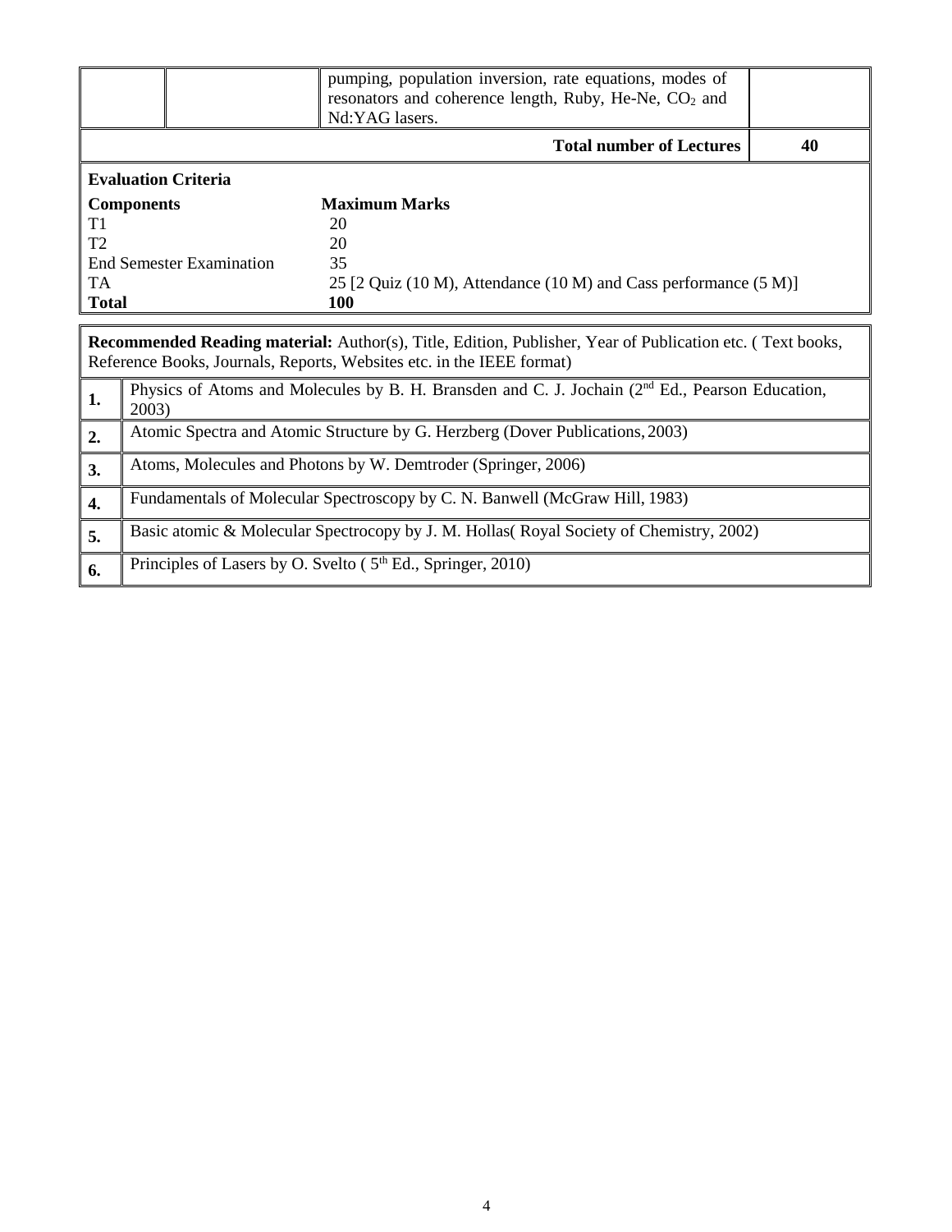| | | pumping, population inversion, rate equations, modes of resonators and coherence length, Ruby, He-Ne, $CO_2$ and Nd:YAG lasers. | |
|---|---|---|---|
| | | **Total number of Lectures** | **40** |

**Evaluation Criteria**

| **Components** | **Maximum Marks** |
|---|---|
| T1 | 20 |
| T2 | 20 |
| End Semester Examination | 35 |
| TA | 25 [2 Quiz (10 M), Attendance (10 M) and Cass performance (5 M)] |
| **Total** | **100** |

**Recommended Reading material:** Author(s), Title, Edition, Publisher, Year of Publication etc. ( Text books, Reference Books, Journals, Reports, Websites etc. in the IEEE format)

| | |
|---|---|
| **1.** | Physics of Atoms and Molecules by B. H. Bransden and C. J. Jochain (2nd Ed., Pearson Education, 2003) |
| **2.** | Atomic Spectra and Atomic Structure by G. Herzberg (Dover Publications, 2003) |
| **3.** | Atoms, Molecules and Photons by W. Demtroder (Springer, 2006) |
| **4.** | Fundamentals of Molecular Spectroscopy by C. N. Banwell (McGraw Hill, 1983) |
| **5.** | Basic atomic & Molecular Spectrocopy by J. M. Hollas( Royal Society of Chemistry, 2002) |
| **6.** | Principles of Lasers by O. Svelto ( 5th Ed., Springer, 2010) |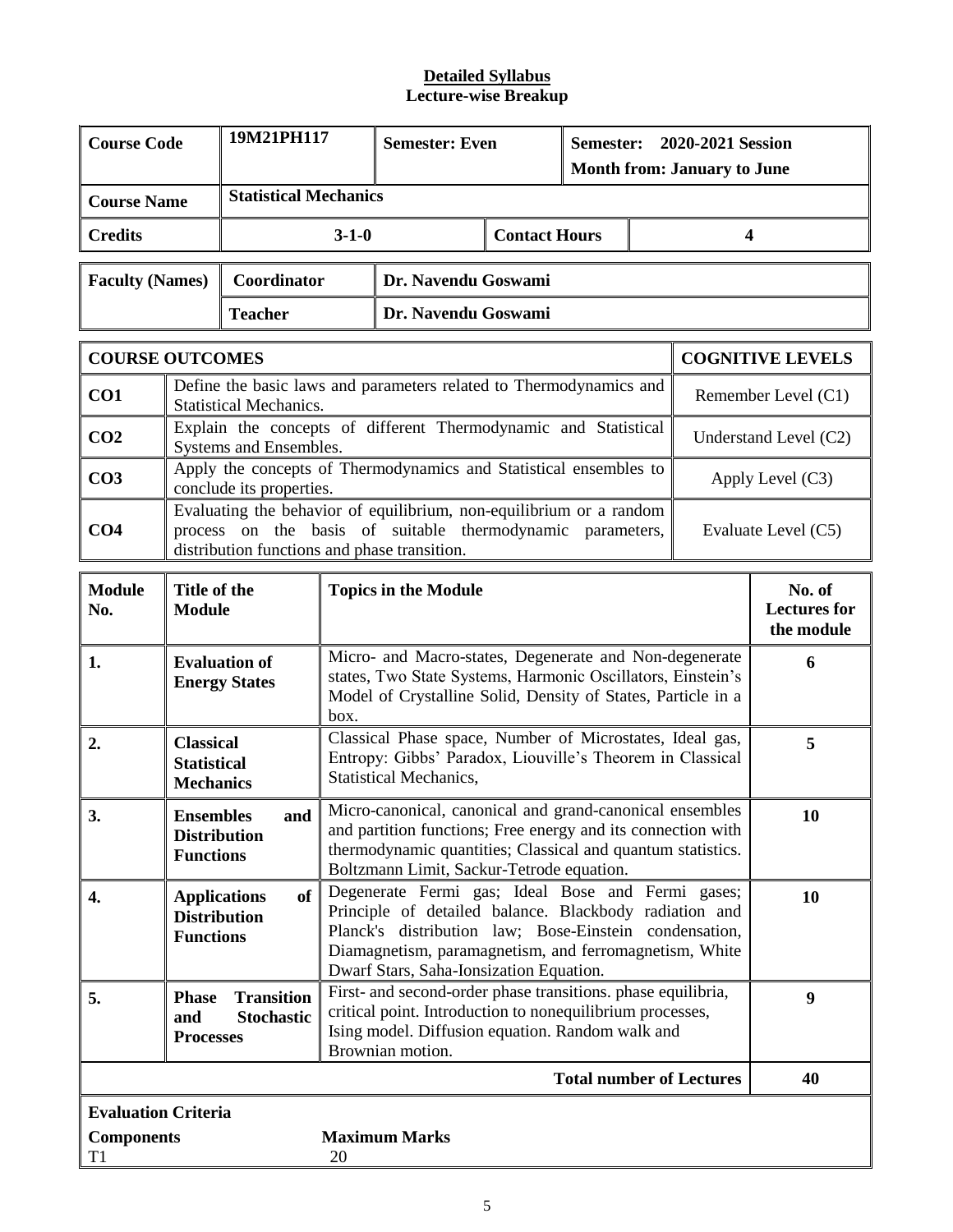**Detailed Syllabus**
**Lecture-wise Breakup**

| **Course Code** | **19M21PH117** | **Semester: Even** | | **Semester: 2020-2021 Session** **Month from: January to June** |
|---|---|---|---|---|
| **Course Name** | **Statistical Mechanics** | | | |
| **Credits** | **3-1-0** | | **Contact Hours** | **4** |

| **Faculty (Names)** | **Coordinator** | **Dr. Navendu Goswami** |
|---|---|---|
| | **Teacher** | **Dr. Navendu Goswami** |

| **COURSE OUTCOMES** | | **COGNITIVE LEVELS** |
|---|---|---|
| **CO1** | Define the basic laws and parameters related to Thermodynamics and Statistical Mechanics. | Remember Level (C1) |
| **CO2** | Explain the concepts of different Thermodynamic and Statistical Systems and Ensembles. | Understand Level (C2) |
| **CO3** | Apply the concepts of Thermodynamics and Statistical ensembles to conclude its properties. | Apply Level (C3) |
| **CO4** | Evaluating the behavior of equilibrium, non-equilibrium or a random process on the basis of suitable thermodynamic parameters, distribution functions and phase transition. | Evaluate Level (C5) |

| **Module No.** | **Title of the Module** | **Topics in the Module** | **No. of Lectures for the module** |
|---|---|---|---|
| **1.** | **Evaluation of Energy States** | Micro- and Macro-states, Degenerate and Non-degenerate states, Two State Systems, Harmonic Oscillators, Einstein's Model of Crystalline Solid, Density of States, Particle in a box. | **6** |
| **2.** | **Classical Statistical Mechanics** | Classical Phase space, Number of Microstates, Ideal gas, Entropy: Gibbs' Paradox, Liouville's Theorem in Classical Statistical Mechanics, | **5** |
| **3.** | **Ensembles and Distribution Functions** | Micro-canonical, canonical and grand-canonical ensembles and partition functions; Free energy and its connection with thermodynamic quantities; Classical and quantum statistics. Boltzmann Limit, Sackur-Tetrode equation. | **10** |
| **4.** | **Applications of Distribution Functions** | Degenerate Fermi gas; Ideal Bose and Fermi gases; Principle of detailed balance. Blackbody radiation and Planck's distribution law; Bose-Einstein condensation, Diamagnetism, paramagnetism, and ferromagnetism, White Dwarf Stars, Saha-Ionsization Equation. | **10** |
| **5.** | **Phase Transition and Stochastic Processes** | First- and second-order phase transitions. phase equilibria, critical point. Introduction to nonequilibrium processes, Ising model. Diffusion equation. Random walk and Brownian motion. | **9** |
| | | **Total number of Lectures** | **40** |

**Evaluation Criteria**

| **Components** | **Maximum Marks** |
|---|---|
| T1 | 20 |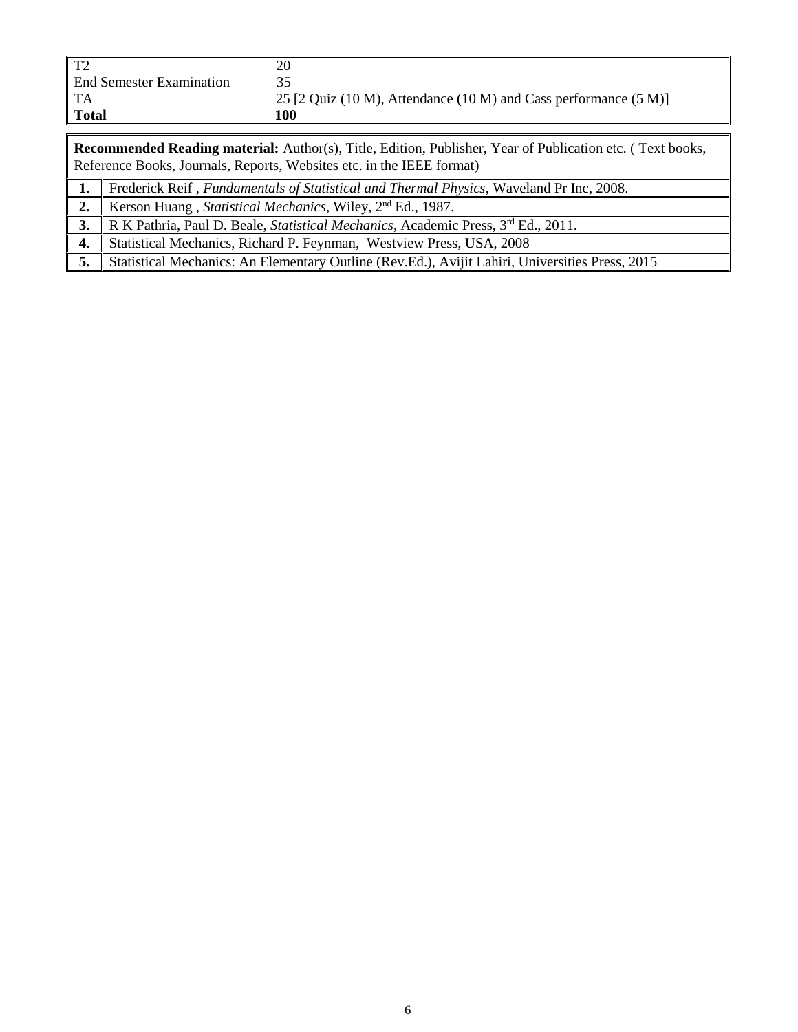| T2 | 20 |
|---|---|
| End Semester Examination | 35 |
| TA | 25 [2 Quiz (10 M), Attendance (10 M) and Cass performance (5 M)] |
| **Total** | **100** |

**Recommended Reading material:** Author(s), Title, Edition, Publisher, Year of Publication etc. ( Text books, Reference Books, Journals, Reports, Websites etc. in the IEEE format)

| | |
|---|---|
| **1.** | Frederick Reif , *Fundamentals of Statistical and Thermal Physics*, Waveland Pr Inc, 2008. |
| **2.** | Kerson Huang , *Statistical Mechanics*, Wiley, 2nd Ed., 1987. |
| **3.** | R K Pathria, Paul D. Beale, *Statistical Mechanics*, Academic Press, 3rd Ed., 2011. |
| **4.** | Statistical Mechanics, Richard P. Feynman, Westview Press, USA, 2008 |
| **5.** | Statistical Mechanics: An Elementary Outline (Rev.Ed.), Avijit Lahiri, Universities Press, 2015 |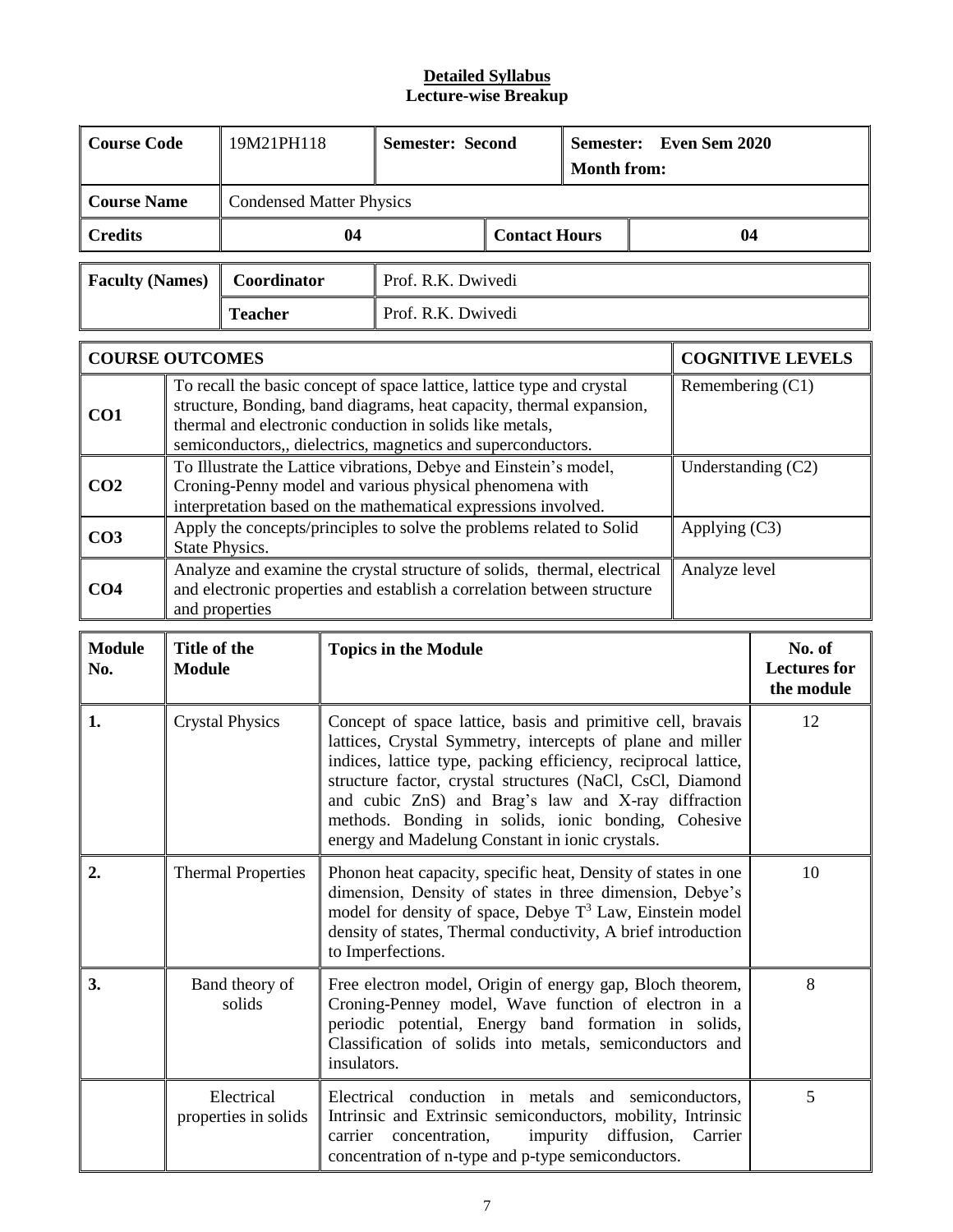**Detailed Syllabus**
**Lecture-wise Breakup**

| Course Code | 19M21PH118 | Semester: Second | | Semester: Even Sem 2020 Month from: |
|---|---|---|---|---|
| Course Name | Condensed Matter Physics | | | |
| Credits | 04 | | Contact Hours | 04 |

| Faculty (Names) | Coordinator | Prof. R.K. Dwivedi |
|---|---|---|
| | Teacher | Prof. R.K. Dwivedi |

| COURSE OUTCOMES | | COGNITIVE LEVELS |
|---|---|---|
| CO1 | To recall the basic concept of space lattice, lattice type and crystal structure, Bonding, band diagrams, heat capacity, thermal expansion, thermal and electronic conduction in solids like metals, semiconductors,, dielectrics, magnetics and superconductors. | Remembering (C1) |
| CO2 | To Illustrate the Lattice vibrations, Debye and Einstein's model, Croning-Penny model and various physical phenomena with interpretation based on the mathematical expressions involved. | Understanding (C2) |
| CO3 | Apply the concepts/principles to solve the problems related to Solid State Physics. | Applying (C3) |
| CO4 | Analyze and examine the crystal structure of solids, thermal, electrical and electronic properties and establish a correlation between structure and properties | Analyze level |

| Module No. | Title of the Module | Topics in the Module | No. of Lectures for the module |
|---|---|---|---|
| 1. | Crystal Physics | Concept of space lattice, basis and primitive cell, bravais lattices, Crystal Symmetry, intercepts of plane and miller indices, lattice type, packing efficiency, reciprocal lattice, structure factor, crystal structures (NaCl, CsCl, Diamond and cubic ZnS) and Brag's law and X-ray diffraction methods. Bonding in solids, ionic bonding, Cohesive energy and Madelung Constant in ionic crystals. | 12 |
| 2. | Thermal Properties | Phonon heat capacity, specific heat, Density of states in one dimension, Density of states in three dimension, Debye's model for density of space, Debye $T^3$ Law, Einstein model density of states, Thermal conductivity, A brief introduction to Imperfections. | 10 |
| 3. | Band theory of solids | Free electron model, Origin of energy gap, Bloch theorem, Croning-Penney model, Wave function of electron in a periodic potential, Energy band formation in solids, Classification of solids into metals, semiconductors and insulators. | 8 |
| | Electrical properties in solids | Electrical conduction in metals and semiconductors, Intrinsic and Extrinsic semiconductors, mobility, Intrinsic carrier concentration, impurity diffusion, Carrier concentration of n-type and p-type semiconductors. | 5 |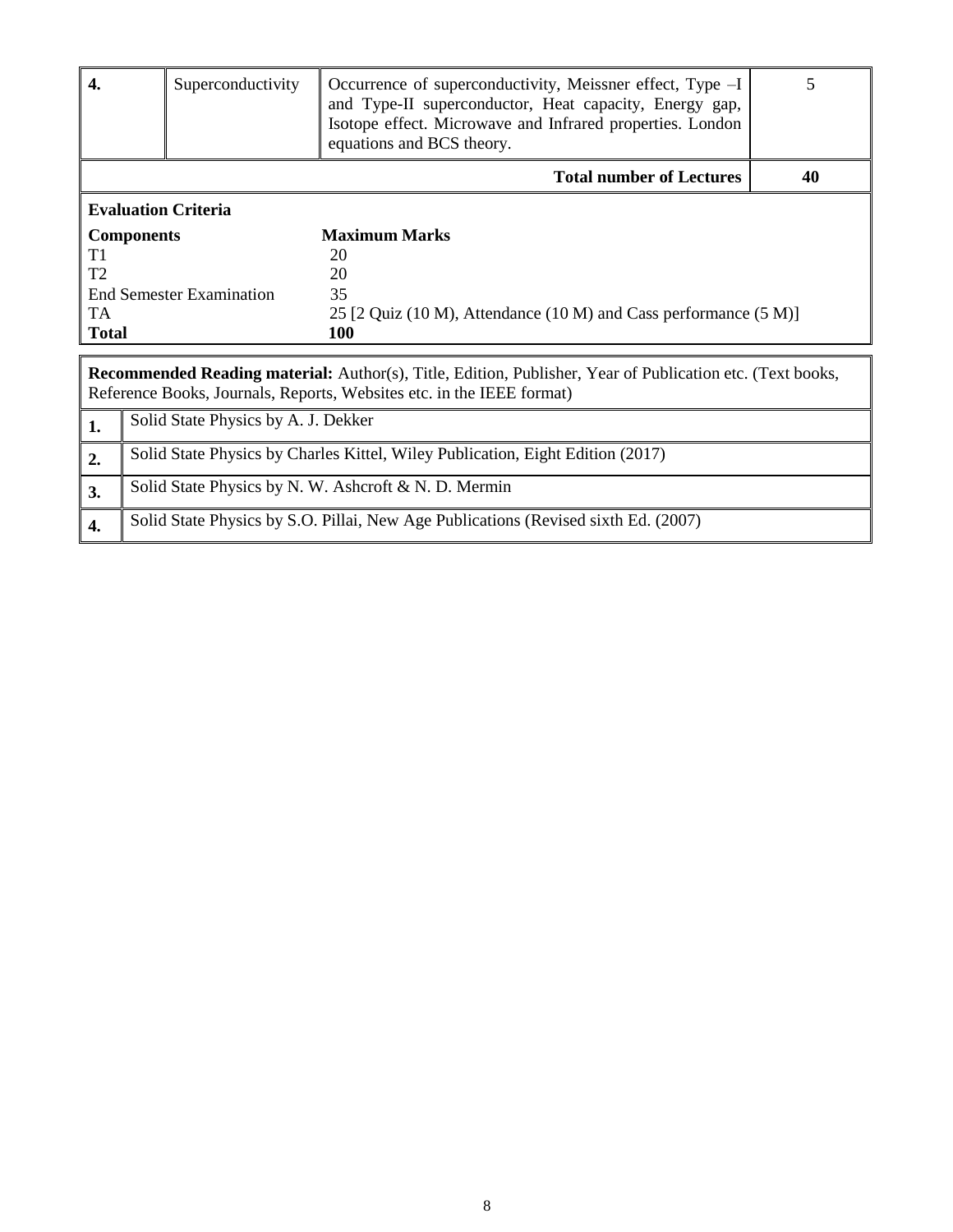| 4. | Superconductivity | Occurrence of superconductivity, Meissner effect, Type –I and Type-II superconductor, Heat capacity, Energy gap, Isotope effect. Microwave and Infrared properties. London equations and BCS theory. | 5 |
|---|---|---|---|
| | | **Total number of Lectures** | **40** |

**Evaluation Criteria**

| **Components** | **Maximum Marks** |
|---|---|
| T1 | 20 |
| T2 | 20 |
| End Semester Examination | 35 |
| TA | 25 [2 Quiz (10 M), Attendance (10 M) and Cass performance (5 M)] |
| **Total** | **100** |

**Recommended Reading material:** Author(s), Title, Edition, Publisher, Year of Publication etc. (Text books, Reference Books, Journals, Reports, Websites etc. in the IEEE format)

| | |
|---|---|
| **1.** | Solid State Physics by A. J. Dekker |
| **2.** | Solid State Physics by Charles Kittel, Wiley Publication, Eight Edition (2017) |
| **3.** | Solid State Physics by N. W. Ashcroft & N. D. Mermin |
| **4.** | Solid State Physics by S.O. Pillai, New Age Publications (Revised sixth Ed. (2007) |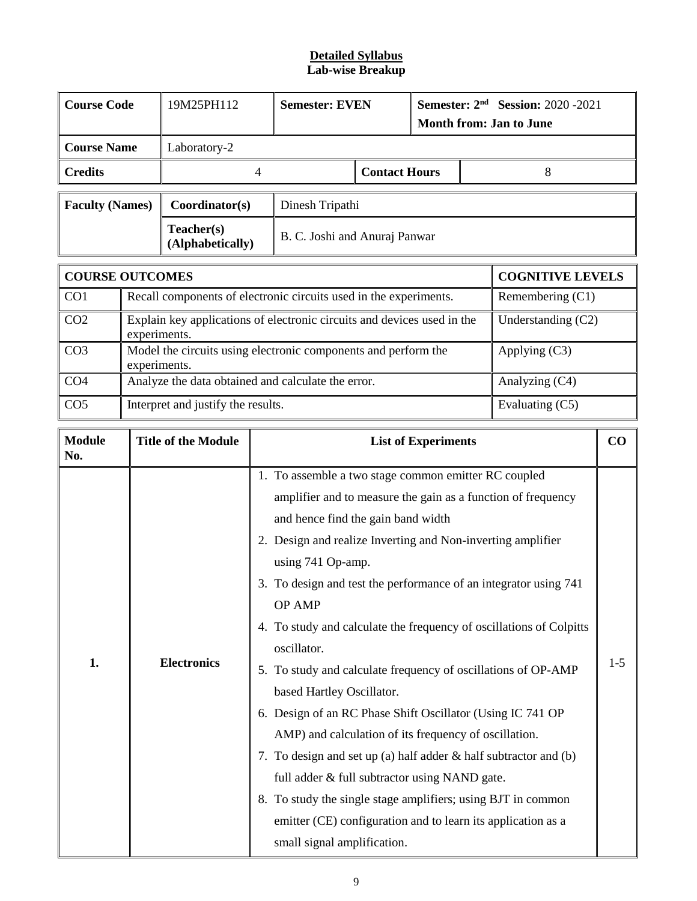**Detailed Syllabus**
**Lab-wise Breakup**

| Course Code | 19M25PH112 | Semester: EVEN | Semester: 2nd Session: 2020 -2021 Month from: Jan to June |
|---|---|---|---|
| Course Name | Laboratory-2 | | |
| Credits | 4 | Contact Hours | 8 |

| Faculty (Names) | Coordinator(s) | Dinesh Tripathi |
|---|---|---|
| | Teacher(s) (Alphabetically) | B. C. Joshi and Anuraj Panwar |

| COURSE OUTCOMES | | COGNITIVE LEVELS |
|---|---|---|
| CO1 | Recall components of electronic circuits used in the experiments. | Remembering (C1) |
| CO2 | Explain key applications of electronic circuits and devices used in the experiments. | Understanding (C2) |
| CO3 | Model the circuits using electronic components and perform the experiments. | Applying (C3) |
| CO4 | Analyze the data obtained and calculate the error. | Analyzing (C4) |
| CO5 | Interpret and justify the results. | Evaluating (C5) |

| Module No. | Title of the Module | List of Experiments | CO |
|---|---|---|---|
| 1. | Electronics | 1. To assemble a two stage common emitter RC coupled amplifier and to measure the gain as a function of frequency and hence find the gain band width<br>2. Design and realize Inverting and Non-inverting amplifier using 741 Op-amp.<br>3. To design and test the performance of an integrator using 741 OP AMP<br>4. To study and calculate the frequency of oscillations of Colpitts oscillator.<br>5. To study and calculate frequency of oscillations of OP-AMP based Hartley Oscillator.<br>6. Design of an RC Phase Shift Oscillator (Using IC 741 OP AMP) and calculation of its frequency of oscillation.<br>7. To design and set up (a) half adder & half subtractor and (b) full adder & full subtractor using NAND gate.<br>8. To study the single stage amplifiers; using BJT in common emitter (CE) configuration and to learn its application as a small signal amplification. | 1-5 |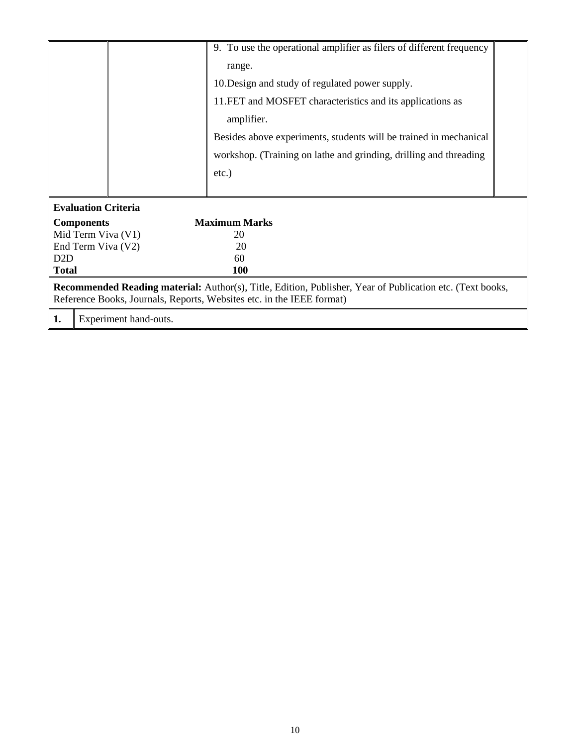| | | | |
|---|---|---|---|
| | | 9. To use the operational amplifier as filers of different frequency range.<br>10. Design and study of regulated power supply.<br>11. FET and MOSFET characteristics and its applications as amplifier.<br>Besides above experiments, students will be trained in mechanical workshop. (Training on lathe and grinding, drilling and threading etc.) | |

**Evaluation Criteria**

| **Components** | **Maximum Marks** |
|---|---|
| Mid Term Viva (V1) | 20 |
| End Term Viva (V2) | 20 |
| D2D | 60 |
| **Total** | **100** |

**Recommended Reading material:** Author(s), Title, Edition, Publisher, Year of Publication etc. (Text books, Reference Books, Journals, Reports, Websites etc. in the IEEE format)

| | |
|---|---|
| **1.** | Experiment hand-outs. |